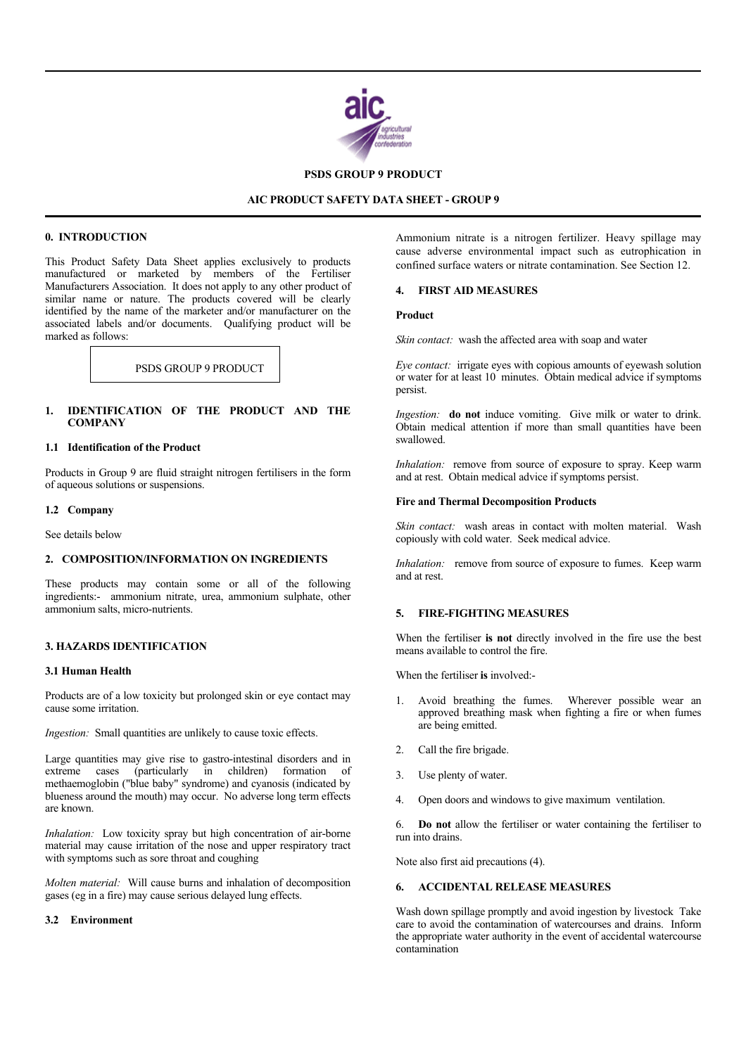**PSDS GROUP 9 PRODUCT**

**AIC PRODUCT SAFETY DATA SHEET - GROUP 9**

## 0. INTRODUCTION

This Product Safety Data Sheet applies exclusively to products manufactured or marketed by members of the Fertiliser Manufacturers Association. It does not apply to any other product of similar name or nature. The products covered will be clearly identified by the name of the marketer and/or manufacturer on the associated labels and/or documents. Qualifying product will be marked as follows:

PSDS GROUP 9 PRODUCT

## 1. IDENTIFICATION OF THE PRODUCT AND THE COMPANY

### 1.1 Identification of the Product

Products in Group 9 are fluid straight nitrogen fertilisers in the form of aqueous solutions or suspensions.

### 1.2 Company

See details below

## 2. COMPOSITION/INFORMATION ON INGREDIENTS

These products may contain some or all of the following ingredients:- ammonium nitrate, urea, ammonium sulphate, other ammonium salts, micro-nutrients.

## 3. HAZARDS IDENTIFICATION

### 3.1 Human Health

Products are of a low toxicity but prolonged skin or eye contact may cause some irritation.

*Ingestion:* Small quantities are unlikely to cause toxic effects.

Large quantities may give rise to gastro-intestinal disorders and in extreme cases (particularly in children) formation of methaemoglobin ("blue baby" syndrome) and cyanosis (indicated by blueness around the mouth) may occur. No adverse long term effects are known.

*Inhalation:* Low toxicity spray but high concentration of air-borne material may cause irritation of the nose and upper respiratory tract with symptoms such as sore throat and coughing

*Molten material:* Will cause burns and inhalation of decomposition gases (eg in a fire) may cause serious delayed lung effects.

### 3.2 Environment

Ammonium nitrate is a nitrogen fertilizer. Heavy spillage may cause adverse environmental impact such as eutrophication in confined surface waters or nitrate contamination. See Section 12.

## 4. FIRST AID MEASURES

**Product**

*Skin contact:* wash the affected area with soap and water

*Eye contact:* irrigate eyes with copious amounts of eyewash solution or water for at least 10 minutes. Obtain medical advice if symptoms persist.

*Ingestion:* **do not** induce vomiting. Give milk or water to drink. Obtain medical attention if more than small quantities have been swallowed.

*Inhalation:* remove from source of exposure to spray. Keep warm and at rest. Obtain medical advice if symptoms persist.

**Fire and Thermal Decomposition Products**

*Skin contact:* wash areas in contact with molten material. Wash copiously with cold water. Seek medical advice.

*Inhalation:* remove from source of exposure to fumes. Keep warm and at rest.

## 5. FIRE-FIGHTING MEASURES

When the fertiliser **is not** directly involved in the fire use the best means available to control the fire.

When the fertiliser **is** involved:-

1. Avoid breathing the fumes. Wherever possible wear an approved breathing mask when fighting a fire or when fumes are being emitted.
2. Call the fire brigade.
3. Use plenty of water.
4. Open doors and windows to give maximum ventilation.

6. **Do not** allow the fertiliser or water containing the fertiliser to run into drains.

Note also first aid precautions (4).

## 6. ACCIDENTAL RELEASE MEASURES

Wash down spillage promptly and avoid ingestion by livestock Take care to avoid the contamination of watercourses and drains. Inform the appropriate water authority in the event of accidental watercourse contamination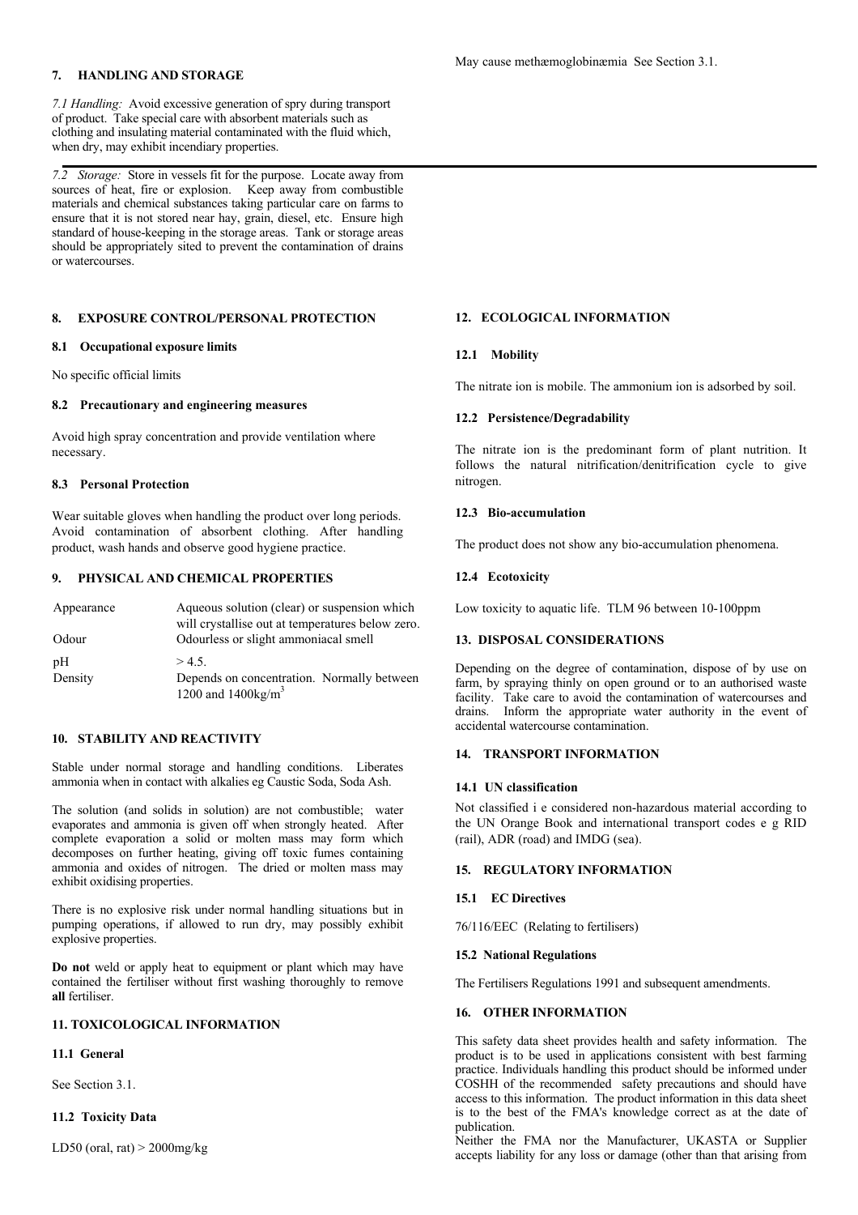May cause methæmoglobinæmia See Section 3.1.

## 7. HANDLING AND STORAGE

*7.1 Handling:* Avoid excessive generation of spry during transport of product. Take special care with absorbent materials such as clothing and insulating material contaminated with the fluid which, when dry, may exhibit incendiary properties.

*7.2 Storage:* Store in vessels fit for the purpose. Locate away from sources of heat, fire or explosion. Keep away from combustible materials and chemical substances taking particular care on farms to ensure that it is not stored near hay, grain, diesel, etc. Ensure high standard of house-keeping in the storage areas. Tank or storage areas should be appropriately sited to prevent the contamination of drains or watercourses.

## 8. EXPOSURE CONTROL/PERSONAL PROTECTION

### 8.1 Occupational exposure limits

No specific official limits

### 8.2 Precautionary and engineering measures

Avoid high spray concentration and provide ventilation where necessary.

### 8.3 Personal Protection

Wear suitable gloves when handling the product over long periods. Avoid contamination of absorbent clothing. After handling product, wash hands and observe good hygiene practice.

## 9. PHYSICAL AND CHEMICAL PROPERTIES

| | |
|---|---|
| Appearance | Aqueous solution (clear) or suspension which will crystallise out at temperatures below zero. |
| Odour | Odourless or slight ammoniacal smell |
| pH | > 4.5. |
| Density | Depends on concentration. Normally between 1200 and 1400kg/m$^3$ |

## 10. STABILITY AND REACTIVITY

Stable under normal storage and handling conditions. Liberates ammonia when in contact with alkalies eg Caustic Soda, Soda Ash.

The solution (and solids in solution) are not combustible; water evaporates and ammonia is given off when strongly heated. After complete evaporation a solid or molten mass may form which decomposes on further heating, giving off toxic fumes containing ammonia and oxides of nitrogen. The dried or molten mass may exhibit oxidising properties.

There is no explosive risk under normal handling situations but in pumping operations, if allowed to run dry, may possibly exhibit explosive properties.

**Do not** weld or apply heat to equipment or plant which may have contained the fertiliser without first washing thoroughly to remove **all** fertiliser.

## 11. TOXICOLOGICAL INFORMATION

### 11.1 General

See Section 3.1.

### 11.2 Toxicity Data

LD50 (oral, rat) > 2000mg/kg

## 12. ECOLOGICAL INFORMATION

### 12.1 Mobility

The nitrate ion is mobile. The ammonium ion is adsorbed by soil.

### 12.2 Persistence/Degradability

The nitrate ion is the predominant form of plant nutrition. It follows the natural nitrification/denitrification cycle to give nitrogen.

### 12.3 Bio-accumulation

The product does not show any bio-accumulation phenomena.

### 12.4 Ecotoxicity

Low toxicity to aquatic life. TLM 96 between 10-100ppm

## 13. DISPOSAL CONSIDERATIONS

Depending on the degree of contamination, dispose of by use on farm, by spraying thinly on open ground or to an authorised waste facility. Take care to avoid the contamination of watercourses and drains. Inform the appropriate water authority in the event of accidental watercourse contamination.

## 14. TRANSPORT INFORMATION

### 14.1 UN classification

Not classified i e considered non-hazardous material according to the UN Orange Book and international transport codes e g RID (rail), ADR (road) and IMDG (sea).

## 15. REGULATORY INFORMATION

### 15.1 EC Directives

76/116/EEC (Relating to fertilisers)

### 15.2 National Regulations

The Fertilisers Regulations 1991 and subsequent amendments.

## 16. OTHER INFORMATION

This safety data sheet provides health and safety information. The product is to be used in applications consistent with best farming practice. Individuals handling this product should be informed under COSHH of the recommended safety precautions and should have access to this information. The product information in this data sheet is to the best of the FMA's knowledge correct as at the date of publication.

Neither the FMA nor the Manufacturer, UKASTA or Supplier accepts liability for any loss or damage (other than that arising from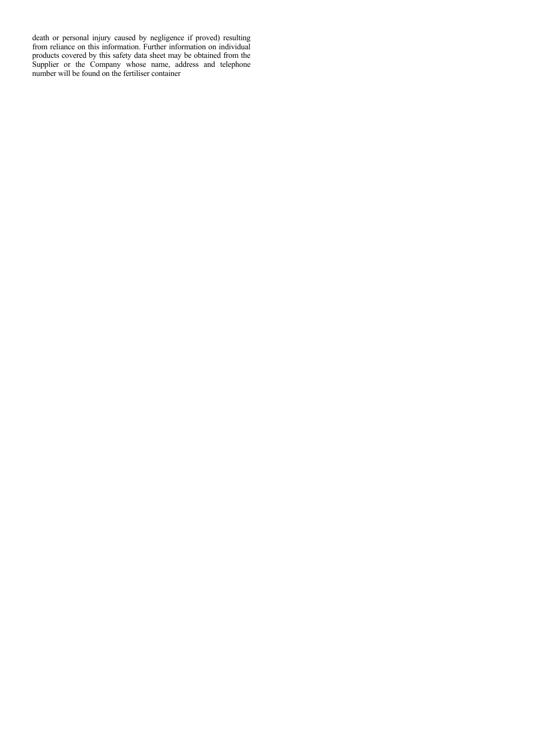death or personal injury caused by negligence if proved) resulting from reliance on this information. Further information on individual products covered by this safety data sheet may be obtained from the Supplier or the Company whose name, address and telephone number will be found on the fertiliser container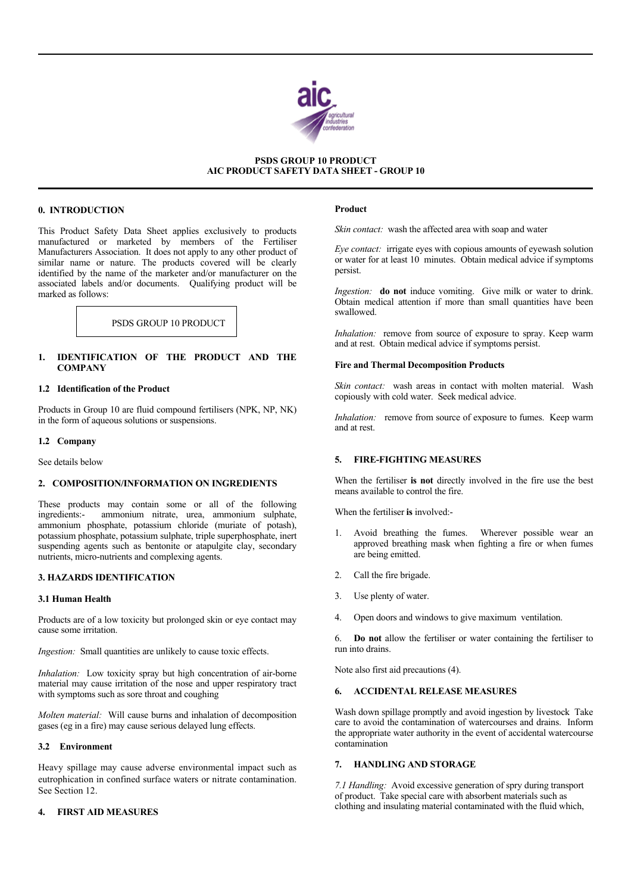**PSDS GROUP 10 PRODUCT**
**AIC PRODUCT SAFETY DATA SHEET - GROUP 10**

## 0. INTRODUCTION

This Product Safety Data Sheet applies exclusively to products manufactured or marketed by members of the Fertiliser Manufacturers Association. It does not apply to any other product of similar name or nature. The products covered will be clearly identified by the name of the marketer and/or manufacturer on the associated labels and/or documents. Qualifying product will be marked as follows:

| PSDS GROUP 10 PRODUCT |
|---|

## 1. IDENTIFICATION OF THE PRODUCT AND THE COMPANY

### 1.2 Identification of the Product

Products in Group 10 are fluid compound fertilisers (NPK, NP, NK) in the form of aqueous solutions or suspensions.

### 1.2 Company

See details below

## 2. COMPOSITION/INFORMATION ON INGREDIENTS

These products may contain some or all of the following ingredients:- ammonium nitrate, urea, ammonium sulphate, ammonium phosphate, potassium chloride (muriate of potash), potassium phosphate, potassium sulphate, triple superphosphate, inert suspending agents such as bentonite or atapulgite clay, secondary nutrients, micro-nutrients and complexing agents.

## 3. HAZARDS IDENTIFICATION

### 3.1 Human Health

Products are of a low toxicity but prolonged skin or eye contact may cause some irritation.

*Ingestion:* Small quantities are unlikely to cause toxic effects.

*Inhalation:* Low toxicity spray but high concentration of air-borne material may cause irritation of the nose and upper respiratory tract with symptoms such as sore throat and coughing

*Molten material:* Will cause burns and inhalation of decomposition gases (eg in a fire) may cause serious delayed lung effects.

### 3.2 Environment

Heavy spillage may cause adverse environmental impact such as eutrophication in confined surface waters or nitrate contamination. See Section 12.

## 4. FIRST AID MEASURES

**Product**

*Skin contact:* wash the affected area with soap and water

*Eye contact:* irrigate eyes with copious amounts of eyewash solution or water for at least 10 minutes. Obtain medical advice if symptoms persist.

*Ingestion:* **do not** induce vomiting. Give milk or water to drink. Obtain medical attention if more than small quantities have been swallowed.

*Inhalation:* remove from source of exposure to spray. Keep warm and at rest. Obtain medical advice if symptoms persist.

**Fire and Thermal Decomposition Products**

*Skin contact:* wash areas in contact with molten material. Wash copiously with cold water. Seek medical advice.

*Inhalation:* remove from source of exposure to fumes. Keep warm and at rest.

## 5. FIRE-FIGHTING MEASURES

When the fertiliser **is not** directly involved in the fire use the best means available to control the fire.

When the fertiliser **is** involved:-

1. Avoid breathing the fumes. Wherever possible wear an approved breathing mask when fighting a fire or when fumes are being emitted.
2. Call the fire brigade.
3. Use plenty of water.
4. Open doors and windows to give maximum ventilation.

6. **Do not** allow the fertiliser or water containing the fertiliser to run into drains.

Note also first aid precautions (4).

## 6. ACCIDENTAL RELEASE MEASURES

Wash down spillage promptly and avoid ingestion by livestock Take care to avoid the contamination of watercourses and drains. Inform the appropriate water authority in the event of accidental watercourse contamination

## 7. HANDLING AND STORAGE

*7.1 Handling:* Avoid excessive generation of spry during transport of product. Take special care with absorbent materials such as clothing and insulating material contaminated with the fluid which,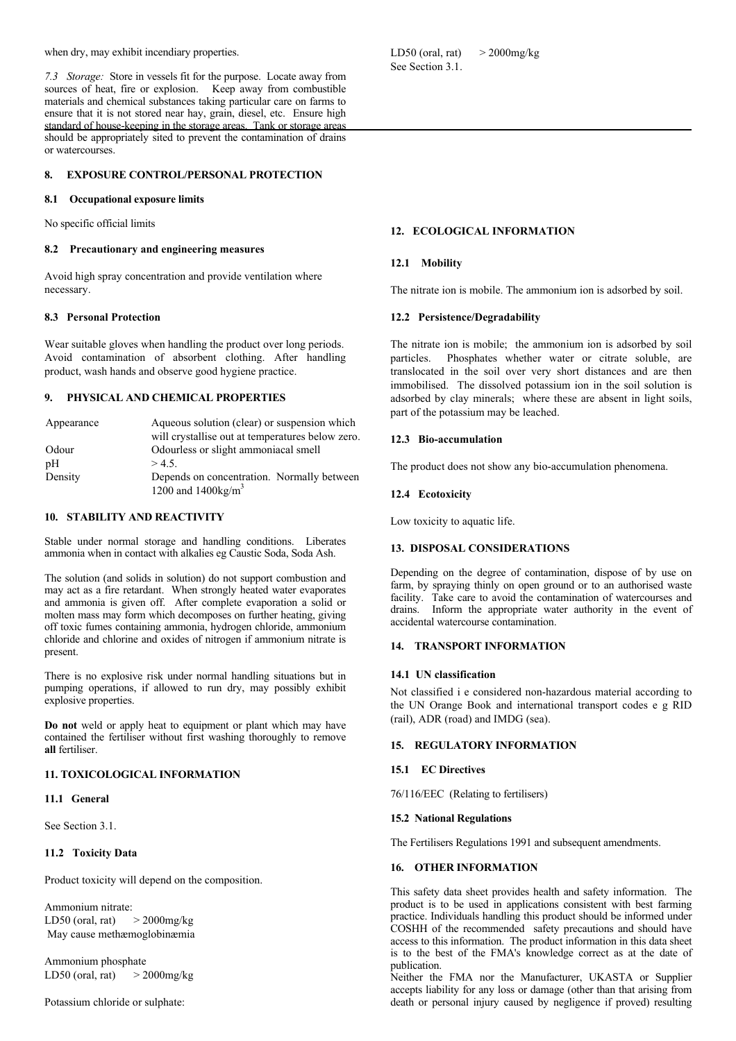when dry, may exhibit incendiary properties.

*7.3 Storage:* Store in vessels fit for the purpose. Locate away from sources of heat, fire or explosion. Keep away from combustible materials and chemical substances taking particular care on farms to ensure that it is not stored near hay, grain, diesel, etc. Ensure high standard of house-keeping in the storage areas. Tank or storage areas should be appropriately sited to prevent the contamination of drains or watercourses.

## 8. EXPOSURE CONTROL/PERSONAL PROTECTION

### 8.1 Occupational exposure limits

No specific official limits

### 8.2 Precautionary and engineering measures

Avoid high spray concentration and provide ventilation where necessary.

### 8.3 Personal Protection

Wear suitable gloves when handling the product over long periods. Avoid contamination of absorbent clothing. After handling product, wash hands and observe good hygiene practice.

## 9. PHYSICAL AND CHEMICAL PROPERTIES

| | |
|---|---|
| Appearance | Aqueous solution (clear) or suspension which will crystallise out at temperatures below zero. |
| Odour | Odourless or slight ammoniacal smell |
| pH | > 4.5. |
| Density | Depends on concentration. Normally between 1200 and 1400kg/m$^3$ |

## 10. STABILITY AND REACTIVITY

Stable under normal storage and handling conditions. Liberates ammonia when in contact with alkalies eg Caustic Soda, Soda Ash.

The solution (and solids in solution) do not support combustion and may act as a fire retardant. When strongly heated water evaporates and ammonia is given off. After complete evaporation a solid or molten mass may form which decomposes on further heating, giving off toxic fumes containing ammonia, hydrogen chloride, ammonium chloride and chlorine and oxides of nitrogen if ammonium nitrate is present.

There is no explosive risk under normal handling situations but in pumping operations, if allowed to run dry, may possibly exhibit explosive properties.

**Do not** weld or apply heat to equipment or plant which may have contained the fertiliser without first washing thoroughly to remove **all** fertiliser.

## 11. TOXICOLOGICAL INFORMATION

### 11.1 General

See Section 3.1.

### 11.2 Toxicity Data

Product toxicity will depend on the composition.

Ammonium nitrate:
LD50 (oral, rat) > 2000mg/kg
May cause methæmoglobinæmia

Ammonium phosphate
LD50 (oral, rat) > 2000mg/kg

Potassium chloride or sulphate:
LD50 (oral, rat) > 2000mg/kg
See Section 3.1.

## 12. ECOLOGICAL INFORMATION

### 12.1 Mobility

The nitrate ion is mobile. The ammonium ion is adsorbed by soil.

### 12.2 Persistence/Degradability

The nitrate ion is mobile; the ammonium ion is adsorbed by soil particles. Phosphates whether water or citrate soluble, are translocated in the soil over very short distances and are then immobilised. The dissolved potassium ion in the soil solution is adsorbed by clay minerals; where these are absent in light soils, part of the potassium may be leached.

### 12.3 Bio-accumulation

The product does not show any bio-accumulation phenomena.

### 12.4 Ecotoxicity

Low toxicity to aquatic life.

## 13. DISPOSAL CONSIDERATIONS

Depending on the degree of contamination, dispose of by use on farm, by spraying thinly on open ground or to an authorised waste facility. Take care to avoid the contamination of watercourses and drains. Inform the appropriate water authority in the event of accidental watercourse contamination.

## 14. TRANSPORT INFORMATION

### 14.1 UN classification

Not classified i e considered non-hazardous material according to the UN Orange Book and international transport codes e g RID (rail), ADR (road) and IMDG (sea).

## 15. REGULATORY INFORMATION

### 15.1 EC Directives

76/116/EEC (Relating to fertilisers)

### 15.2 National Regulations

The Fertilisers Regulations 1991 and subsequent amendments.

## 16. OTHER INFORMATION

This safety data sheet provides health and safety information. The product is to be used in applications consistent with best farming practice. Individuals handling this product should be informed under COSHH of the recommended safety precautions and should have access to this information. The product information in this data sheet is to the best of the FMA's knowledge correct as at the date of publication.
Neither the FMA nor the Manufacturer, UKASTA or Supplier accepts liability for any loss or damage (other than that arising from death or personal injury caused by negligence if proved) resulting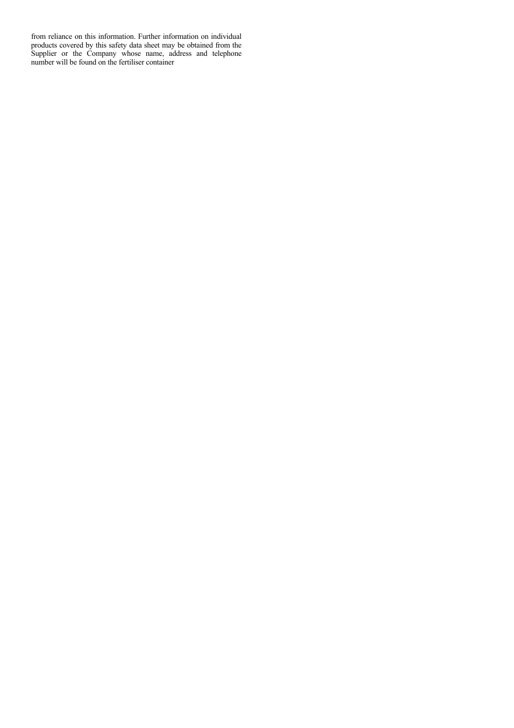from reliance on this information. Further information on individual products covered by this safety data sheet may be obtained from the Supplier or the Company whose name, address and telephone number will be found on the fertiliser container